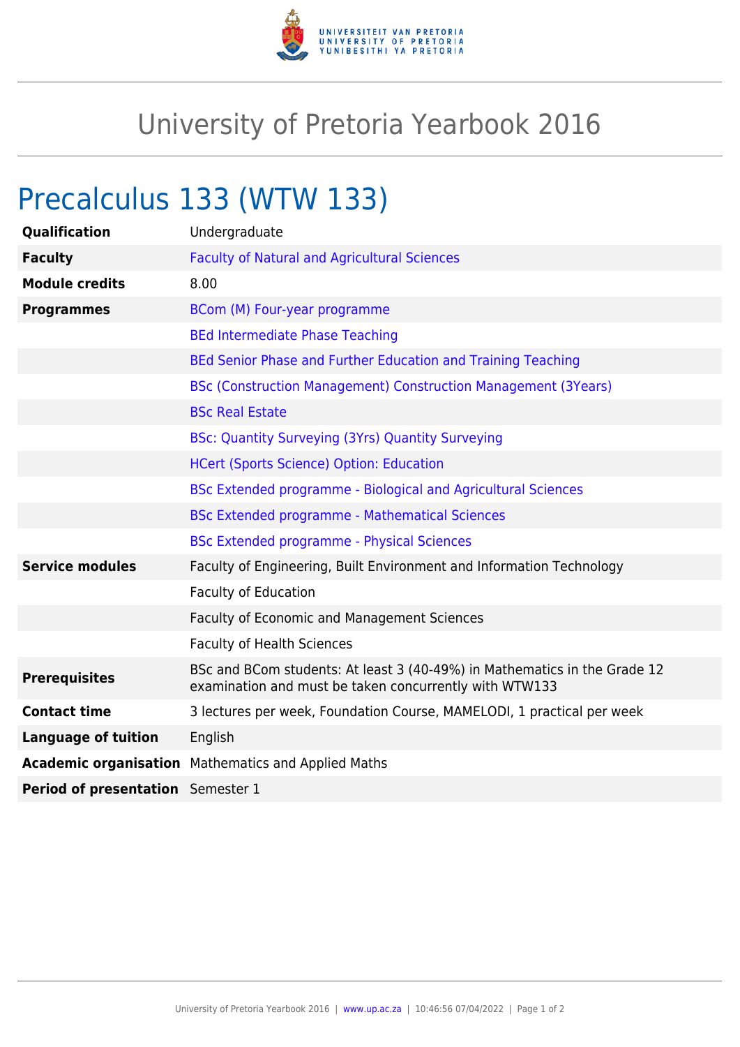# University of Pretoria Yearbook 2016

## Precalculus 133 (WTW 133)

| | |
|---|---|
| **Qualification** | Undergraduate |
| **Faculty** | Faculty of Natural and Agricultural Sciences |
| **Module credits** | 8.00 |
| **Programmes** | BCom (M) Four-year programme |
| | BEd Intermediate Phase Teaching |
| | BEd Senior Phase and Further Education and Training Teaching |
| | BSc (Construction Management) Construction Management (3Years) |
| | BSc Real Estate |
| | BSc: Quantity Surveying (3Yrs) Quantity Surveying |
| | HCert (Sports Science) Option: Education |
| | BSc Extended programme - Biological and Agricultural Sciences |
| | BSc Extended programme - Mathematical Sciences |
| | BSc Extended programme - Physical Sciences |
| **Service modules** | Faculty of Engineering, Built Environment and Information Technology |
| | Faculty of Education |
| | Faculty of Economic and Management Sciences |
| | Faculty of Health Sciences |
| **Prerequisites** | BSc and BCom students: At least 3 (40-49%) in Mathematics in the Grade 12 examination and must be taken concurrently with WTW133 |
| **Contact time** | 3 lectures per week, Foundation Course, MAMELODI, 1 practical per week |
| **Language of tuition** | English |
| **Academic organisation** | Mathematics and Applied Maths |
| **Period of presentation** | Semester 1 |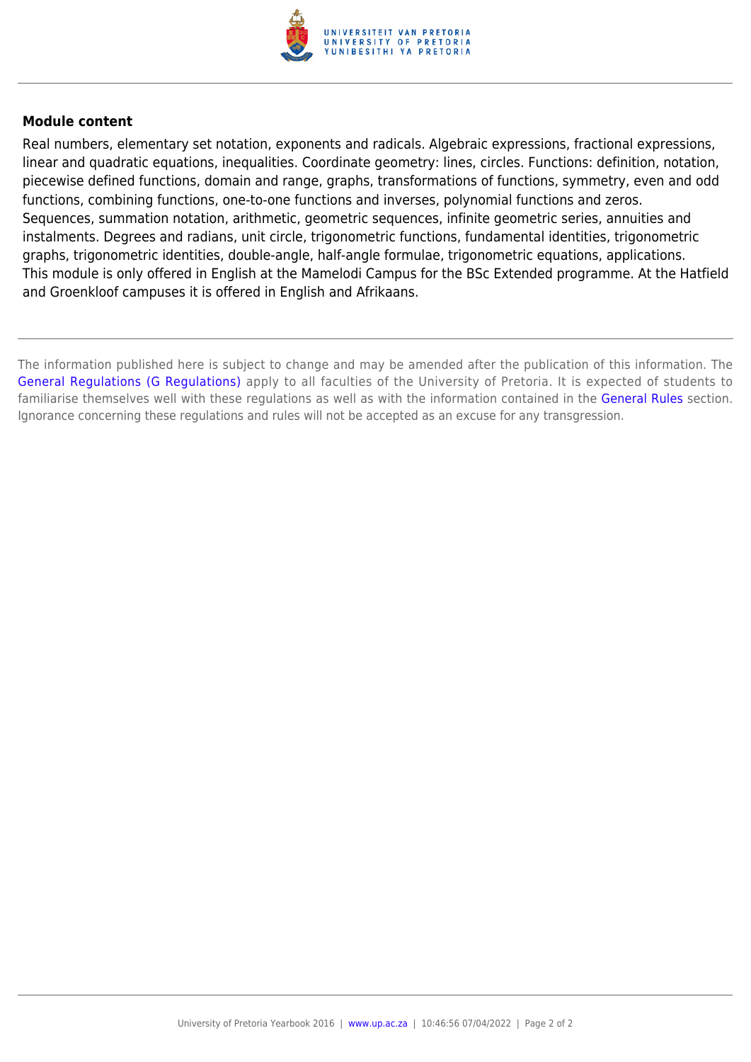### Module content

Real numbers, elementary set notation, exponents and radicals. Algebraic expressions, fractional expressions, linear and quadratic equations, inequalities. Coordinate geometry: lines, circles. Functions: definition, notation, piecewise defined functions, domain and range, graphs, transformations of functions, symmetry, even and odd functions, combining functions, one-to-one functions and inverses, polynomial functions and zeros. Sequences, summation notation, arithmetic, geometric sequences, infinite geometric series, annuities and instalments. Degrees and radians, unit circle, trigonometric functions, fundamental identities, trigonometric graphs, trigonometric identities, double-angle, half-angle formulae, trigonometric equations, applications. This module is only offered in English at the Mamelodi Campus for the BSc Extended programme. At the Hatfield and Groenkloof campuses it is offered in English and Afrikaans.

The information published here is subject to change and may be amended after the publication of this information. The General Regulations (G Regulations) apply to all faculties of the University of Pretoria. It is expected of students to familiarise themselves well with these regulations as well as with the information contained in the General Rules section. Ignorance concerning these regulations and rules will not be accepted as an excuse for any transgression.